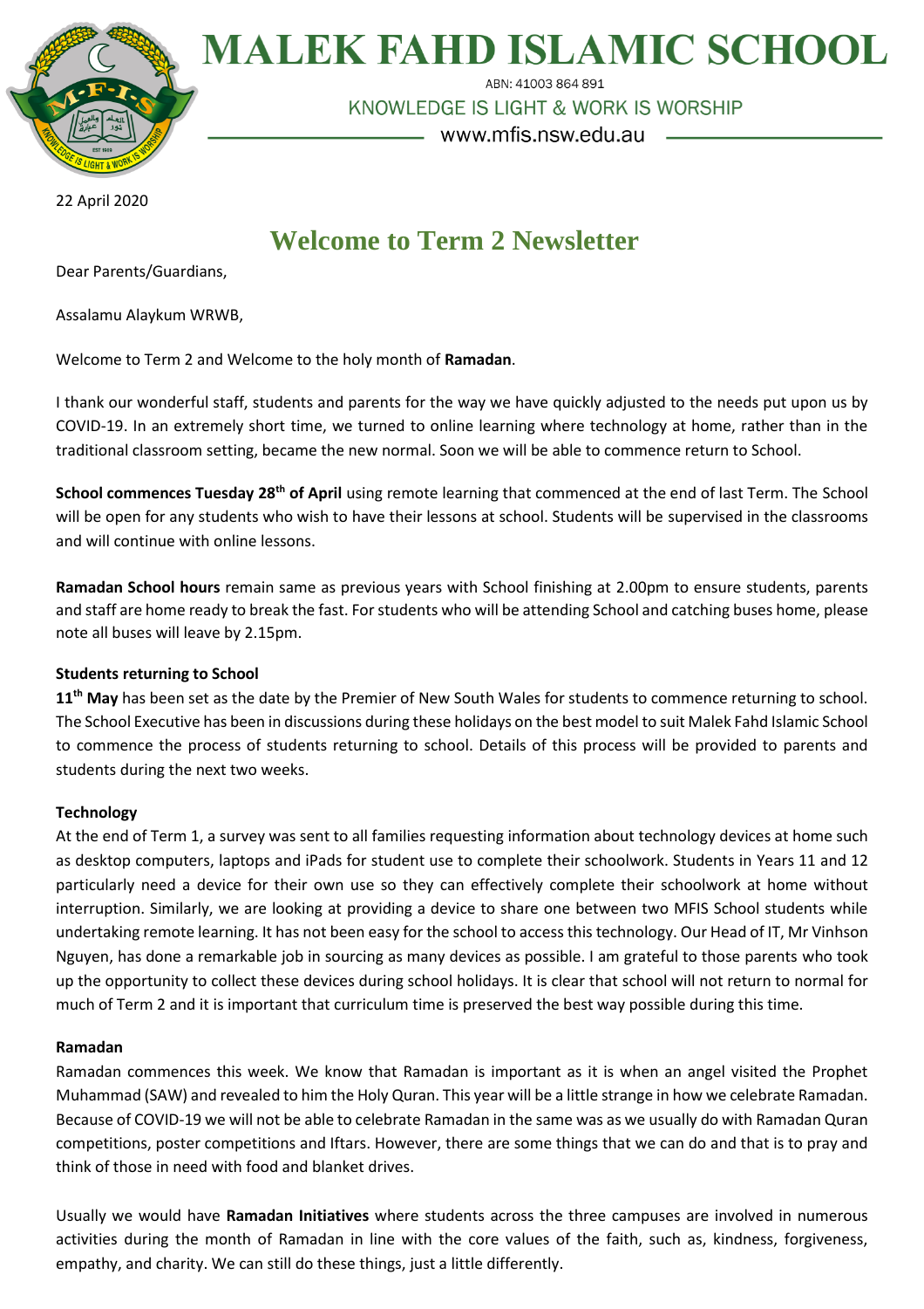# MALEK FAHD ISLAMIC SCHOOL

ABN: 41003 864 891

KNOWLEDGE IS LIGHT & WORK IS WORSHIP

www.mfis.nsw.edu.au

22 April 2020

## Welcome to Term 2 Newsletter

Dear Parents/Guardians,

Assalamu Alaykum WRWB,

Welcome to Term 2 and Welcome to the holy month of **Ramadan**.

I thank our wonderful staff, students and parents for the way we have quickly adjusted to the needs put upon us by COVID-19. In an extremely short time, we turned to online learning where technology at home, rather than in the traditional classroom setting, became the new normal. Soon we will be able to commence return to School.

**School commences Tuesday 28th of April** using remote learning that commenced at the end of last Term. The School will be open for any students who wish to have their lessons at school. Students will be supervised in the classrooms and will continue with online lessons.

**Ramadan School hours** remain same as previous years with School finishing at 2.00pm to ensure students, parents and staff are home ready to break the fast. For students who will be attending School and catching buses home, please note all buses will leave by 2.15pm.

**Students returning to School**

**11th May** has been set as the date by the Premier of New South Wales for students to commence returning to school. The School Executive has been in discussions during these holidays on the best model to suit Malek Fahd Islamic School to commence the process of students returning to school. Details of this process will be provided to parents and students during the next two weeks.

**Technology**

At the end of Term 1, a survey was sent to all families requesting information about technology devices at home such as desktop computers, laptops and iPads for student use to complete their schoolwork. Students in Years 11 and 12 particularly need a device for their own use so they can effectively complete their schoolwork at home without interruption. Similarly, we are looking at providing a device to share one between two MFIS School students while undertaking remote learning. It has not been easy for the school to access this technology. Our Head of IT, Mr Vinhson Nguyen, has done a remarkable job in sourcing as many devices as possible. I am grateful to those parents who took up the opportunity to collect these devices during school holidays. It is clear that school will not return to normal for much of Term 2 and it is important that curriculum time is preserved the best way possible during this time.

**Ramadan**

Ramadan commences this week. We know that Ramadan is important as it is when an angel visited the Prophet Muhammad (SAW) and revealed to him the Holy Quran. This year will be a little strange in how we celebrate Ramadan. Because of COVID-19 we will not be able to celebrate Ramadan in the same was as we usually do with Ramadan Quran competitions, poster competitions and Iftars. However, there are some things that we can do and that is to pray and think of those in need with food and blanket drives.

Usually we would have **Ramadan Initiatives** where students across the three campuses are involved in numerous activities during the month of Ramadan in line with the core values of the faith, such as, kindness, forgiveness, empathy, and charity. We can still do these things, just a little differently.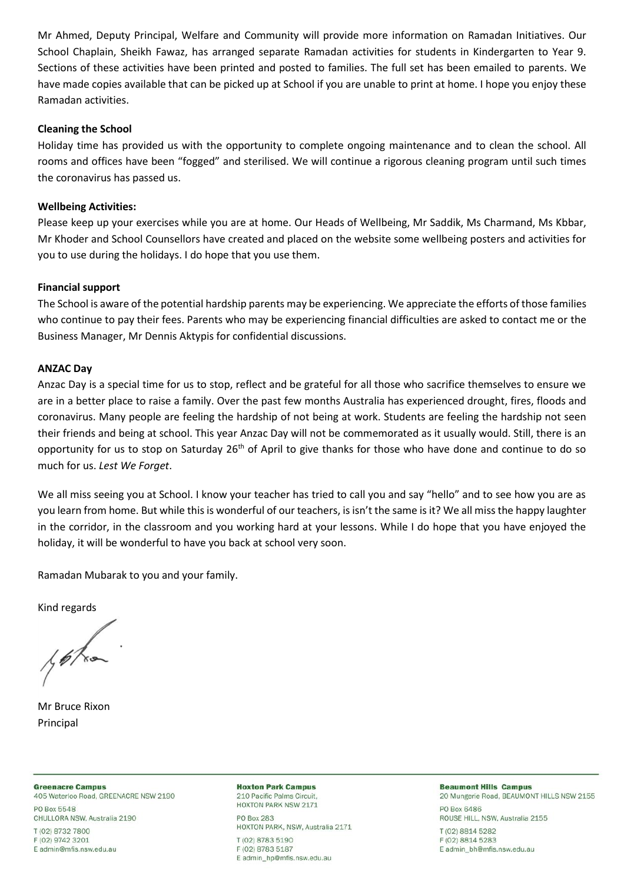Mr Ahmed, Deputy Principal, Welfare and Community will provide more information on Ramadan Initiatives. Our School Chaplain, Sheikh Fawaz, has arranged separate Ramadan activities for students in Kindergarten to Year 9. Sections of these activities have been printed and posted to families. The full set has been emailed to parents. We have made copies available that can be picked up at School if you are unable to print at home. I hope you enjoy these Ramadan activities.

**Cleaning the School**

Holiday time has provided us with the opportunity to complete ongoing maintenance and to clean the school. All rooms and offices have been "fogged" and sterilised. We will continue a rigorous cleaning program until such times the coronavirus has passed us.

**Wellbeing Activities:**

Please keep up your exercises while you are at home. Our Heads of Wellbeing, Mr Saddik, Ms Charmand, Ms Kbbar, Mr Khoder and School Counsellors have created and placed on the website some wellbeing posters and activities for you to use during the holidays. I do hope that you use them.

**Financial support**

The School is aware of the potential hardship parents may be experiencing. We appreciate the efforts of those families who continue to pay their fees. Parents who may be experiencing financial difficulties are asked to contact me or the Business Manager, Mr Dennis Aktypis for confidential discussions.

**ANZAC Day**

Anzac Day is a special time for us to stop, reflect and be grateful for all those who sacrifice themselves to ensure we are in a better place to raise a family. Over the past few months Australia has experienced drought, fires, floods and coronavirus. Many people are feeling the hardship of not being at work. Students are feeling the hardship not seen their friends and being at school. This year Anzac Day will not be commemorated as it usually would. Still, there is an opportunity for us to stop on Saturday 26th of April to give thanks for those who have done and continue to do so much for us. *Lest We Forget*.

We all miss seeing you at School. I know your teacher has tried to call you and say "hello" and to see how you are as you learn from home. But while this is wonderful of our teachers, is isn't the same is it? We all miss the happy laughter in the corridor, in the classroom and you working hard at your lessons. While I do hope that you have enjoyed the holiday, it will be wonderful to have you back at school very soon.

Ramadan Mubarak to you and your family.

Kind regards

Mr Bruce Rixon
Principal

**Greenacre Campus**
405 Waterloo Road, GREENACRE NSW 2190
PO Box 5548
CHULLORA NSW, Australia 2190
T (02) 8732 7800
F (02) 9742 3201
E admin@mfis.nsw.edu.au

**Hoxton Park Campus**
210 Pacific Palms Circuit,
HOXTON PARK NSW 2171
PO Box 283
HOXTON PARK, NSW, Australia 2171
T (02) 8783 5190
F (02) 8783 5187
E admin_hp@mfis.nsw.edu.au

**Beaumont Hills Campus**
20 Mungerie Road, BEAUMONT HILLS NSW 2155
PO Box 6486
ROUSE HILL, NSW, Australia 2155
T (02) 8814 5282
F (02) 8814 5283
E admin_bh@mfis.nsw.edu.au